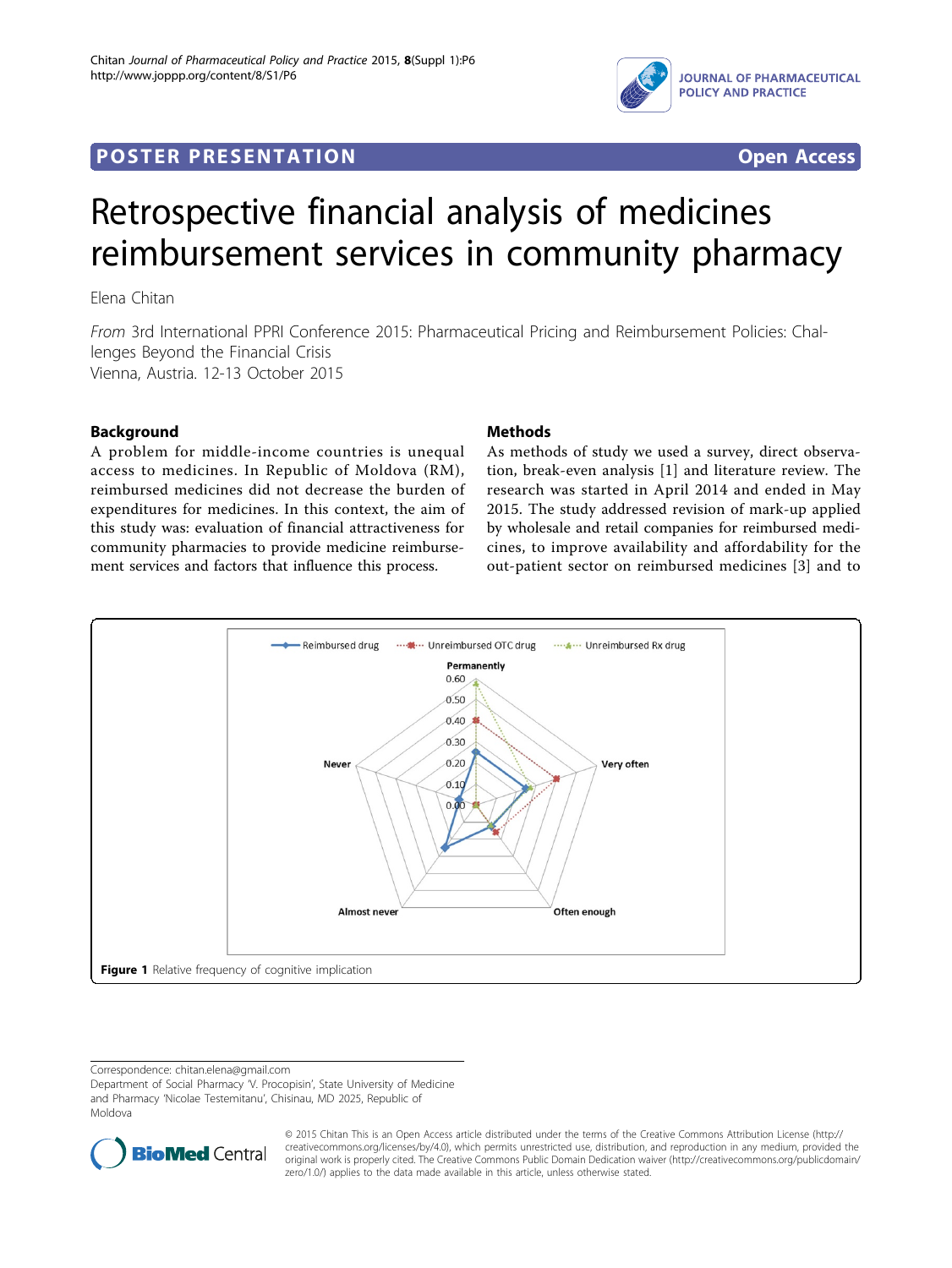POSTER PRESENTATION Open Access

# Retrospective financial analysis of medicines reimbursement services in community pharmacy

Elena Chitan

*From* 3rd International PPRI Conference 2015: Pharmaceutical Pricing and Reimbursement Policies: Challenges Beyond the Financial Crisis
Vienna, Austria. 12-13 October 2015

## Background

A problem for middle-income countries is unequal access to medicines. In Republic of Moldova (RM), reimbursed medicines did not decrease the burden of expenditures for medicines. In this context, the aim of this study was: evaluation of financial attractiveness for community pharmacies to provide medicine reimbursement services and factors that influence this process.

## Methods

As methods of study we used a survey, direct observation, break-even analysis [1] and literature review. The research was started in April 2014 and ended in May 2015. The study addressed revision of mark-up applied by wholesale and retail companies for reimbursed medicines, to improve availability and affordability for the out-patient sector on reimbursed medicines [3] and to

**Figure 1** Relative frequency of cognitive implication

Correspondence: chitan.elena@gmail.com
Department of Social Pharmacy 'V. Procopisin', State University of Medicine and Pharmacy 'Nicolae Testemitanu', Chisinau, MD 2025, Republic of Moldova

© 2015 Chitan This is an Open Access article distributed under the terms of the Creative Commons Attribution License (http://creativecommons.org/licenses/by/4.0), which permits unrestricted use, distribution, and reproduction in any medium, provided the original work is properly cited. The Creative Commons Public Domain Dedication waiver (http://creativecommons.org/publicdomain/zero/1.0/) applies to the data made available in this article, unless otherwise stated.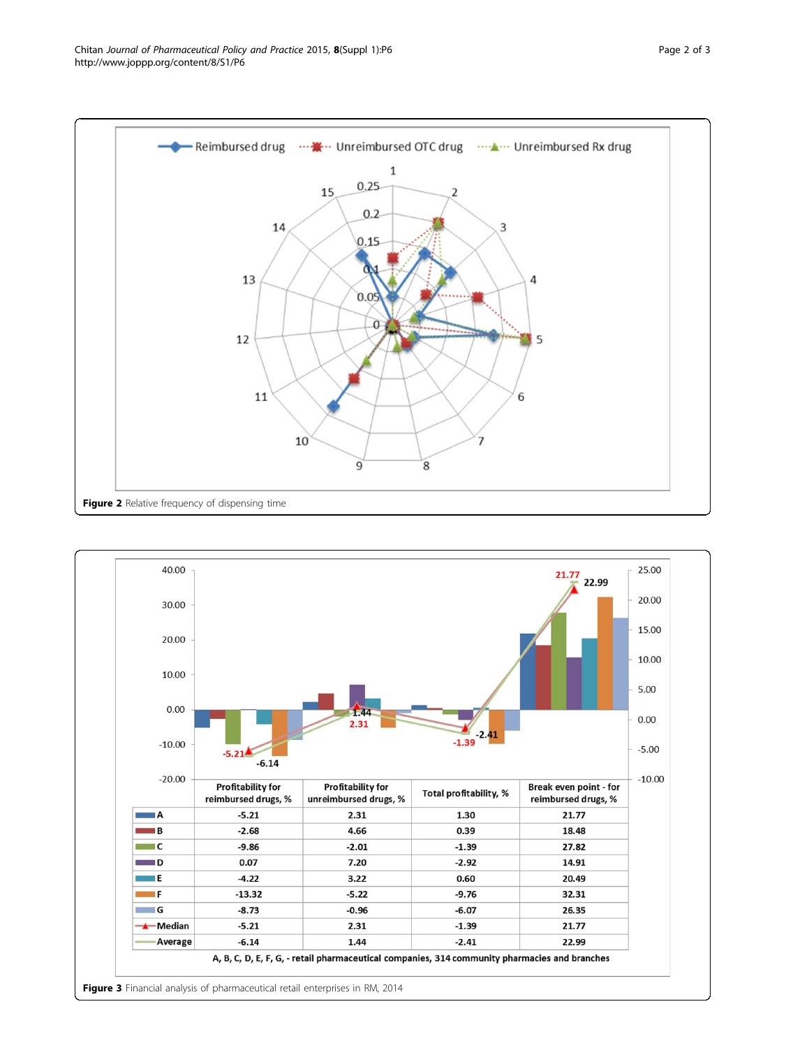Figure 2 Relative frequency of dispensing time

| | Profitability for reimbursed drugs, % | Profitability for unreimbursed drugs, % | Total profitability, % | Break even point - for reimbursed drugs, % |
|---|---|---|---|---|
| A | -5.21 | 2.31 | 1.30 | 21.77 |
| B | -2.68 | 4.66 | 0.39 | 18.48 |
| C | -9.86 | -2.01 | -1.39 | 27.82 |
| D | 0.07 | 7.20 | -2.92 | 14.91 |
| E | -4.22 | 3.22 | 0.60 | 20.49 |
| F | -13.32 | -5.22 | -9.76 | 32.31 |
| G | -8.73 | -0.96 | -6.07 | 26.35 |
| Median | -5.21 | 2.31 | -1.39 | 21.77 |
| Average | -6.14 | 1.44 | -2.41 | 22.99 |

A, B, C, D, E, F, G, - retail pharmaceutical companies, 314 community pharmacies and branches

Figure 3 Financial analysis of pharmaceutical retail enterprises in RM, 2014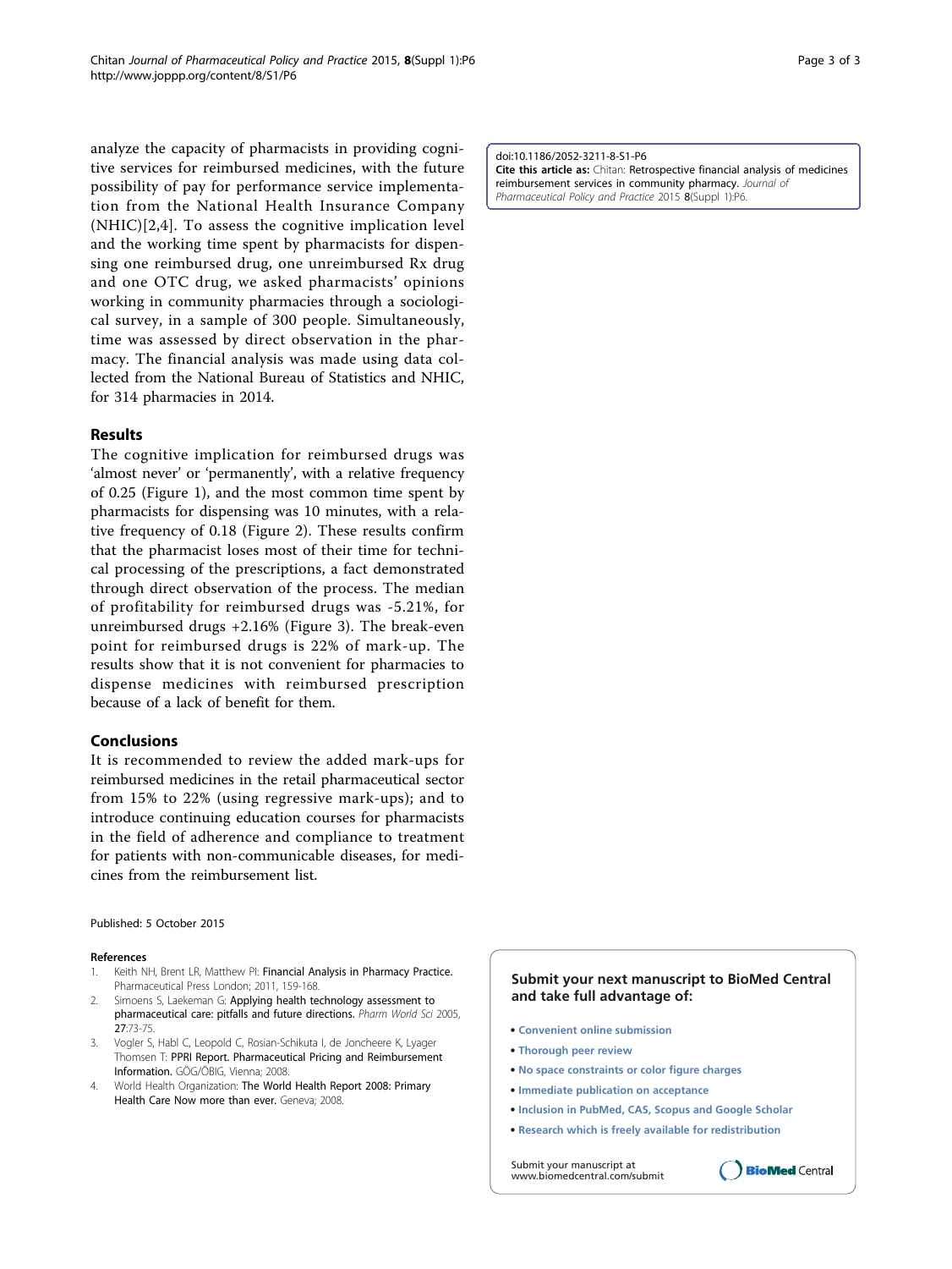analyze the capacity of pharmacists in providing cognitive services for reimbursed medicines, with the future possibility of pay for performance service implementation from the National Health Insurance Company (NHIC)[2,4]. To assess the cognitive implication level and the working time spent by pharmacists for dispensing one reimbursed drug, one unreimbursed Rx drug and one OTC drug, we asked pharmacists' opinions working in community pharmacies through a sociological survey, in a sample of 300 people. Simultaneously, time was assessed by direct observation in the pharmacy. The financial analysis was made using data collected from the National Bureau of Statistics and NHIC, for 314 pharmacies in 2014.

## Results

The cognitive implication for reimbursed drugs was 'almost never' or 'permanently', with a relative frequency of 0.25 (Figure 1), and the most common time spent by pharmacists for dispensing was 10 minutes, with a relative frequency of 0.18 (Figure 2). These results confirm that the pharmacist loses most of their time for technical processing of the prescriptions, a fact demonstrated through direct observation of the process. The median of profitability for reimbursed drugs was -5.21%, for unreimbursed drugs +2.16% (Figure 3). The break-even point for reimbursed drugs is 22% of mark-up. The results show that it is not convenient for pharmacies to dispense medicines with reimbursed prescription because of a lack of benefit for them.

## Conclusions

It is recommended to review the added mark-ups for reimbursed medicines in the retail pharmaceutical sector from 15% to 22% (using regressive mark-ups); and to introduce continuing education courses for pharmacists in the field of adherence and compliance to treatment for patients with non-communicable diseases, for medicines from the reimbursement list.

Published: 5 October 2015

### References

1. Keith NH, Brent LR, Matthew PI: **Financial Analysis in Pharmacy Practice.** Pharmaceutical Press London; 2011, 159-168.
2. Simoens S, Laekeman G: **Applying health technology assessment to pharmaceutical care: pitfalls and future directions.** *Pharm World Sci* 2005, **27**:73-75.
3. Vogler S, Habl C, Leopold C, Rosian-Schikuta I, de Joncheere K, Lyager Thomsen T: **PPRI Report. Pharmaceutical Pricing and Reimbursement Information.** GÖG/ÖBIG, Vienna; 2008.
4. World Health Organization: **The World Health Report 2008: Primary Health Care Now more than ever.** Geneva; 2008.

doi:10.1186/2052-3211-8-S1-P6

**Cite this article as:** Chitan: Retrospective financial analysis of medicines reimbursement services in community pharmacy. *Journal of Pharmaceutical Policy and Practice* 2015 **8**(Suppl 1):P6.

**Submit your next manuscript to BioMed Central and take full advantage of:**

- Convenient online submission
- Thorough peer review
- No space constraints or color figure charges
- Immediate publication on acceptance
- Inclusion in PubMed, CAS, Scopus and Google Scholar
- Research which is freely available for redistribution

Submit your manuscript at www.biomedcentral.com/submit

BioMed Central